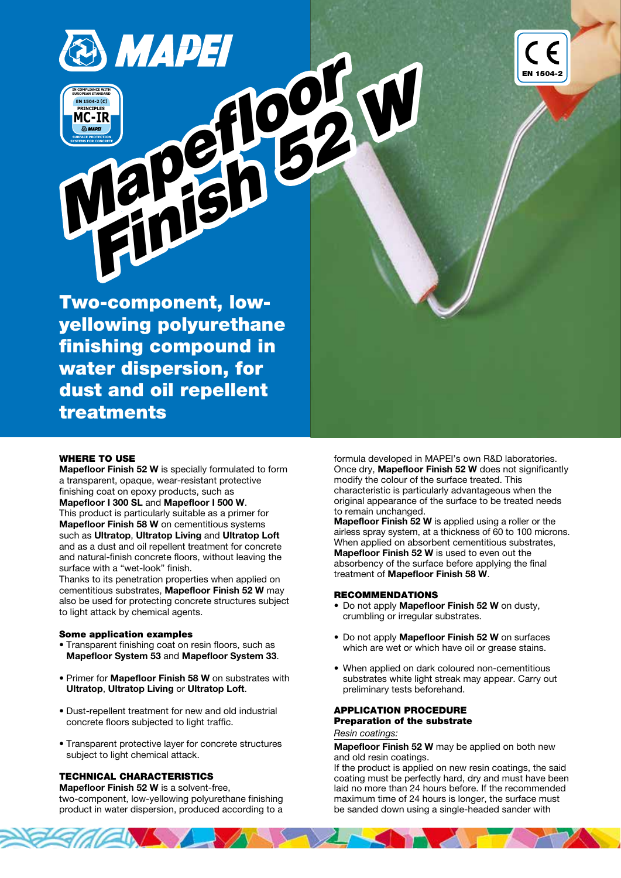# Mapefloor Finish 52 W

**Two-component, low-yellowing polyurethane finishing compound in water dispersion, for dust and oil repellent treatments**

## WHERE TO USE

**Mapefloor Finish 52 W** is specially formulated to form a transparent, opaque, wear-resistant protective finishing coat on epoxy products, such as **Mapefloor I 300 SL** and **Mapefloor I 500 W**.
This product is particularly suitable as a primer for **Mapefloor Finish 58 W** on cementitious systems such as **Ultratop**, **Ultratop Living** and **Ultratop Loft** and as a dust and oil repellent treatment for concrete and natural-finish concrete floors, without leaving the surface with a "wet-look" finish.
Thanks to its penetration properties when applied on cementitious substrates, **Mapefloor Finish 52 W** may also be used for protecting concrete structures subject to light attack by chemical agents.

### Some application examples

- Transparent finishing coat on resin floors, such as **Mapefloor System 53** and **Mapefloor System 33**.
- Primer for **Mapefloor Finish 58 W** on substrates with **Ultratop**, **Ultratop Living** or **Ultratop Loft**.
- Dust-repellent treatment for new and old industrial concrete floors subjected to light traffic.
- Transparent protective layer for concrete structures subject to light chemical attack.

## TECHNICAL CHARACTERISTICS

**Mapefloor Finish 52 W** is a solvent-free, two-component, low-yellowing polyurethane finishing product in water dispersion, produced according to a formula developed in MAPEI's own R&D laboratories.
Once dry, **Mapefloor Finish 52 W** does not significantly modify the colour of the surface treated. This characteristic is particularly advantageous when the original appearance of the surface to be treated needs to remain unchanged.
**Mapefloor Finish 52 W** is applied using a roller or the airless spray system, at a thickness of 60 to 100 microns.
When applied on absorbent cementitious substrates, **Mapefloor Finish 52 W** is used to even out the absorbency of the surface before applying the final treatment of **Mapefloor Finish 58 W**.

## RECOMMENDATIONS

- Do not apply **Mapefloor Finish 52 W** on dusty, crumbling or irregular substrates.
- Do not apply **Mapefloor Finish 52 W** on surfaces which are wet or which have oil or grease stains.
- When applied on dark coloured non-cementitious substrates white light streak may appear. Carry out preliminary tests beforehand.

## APPLICATION PROCEDURE

### Preparation of the substrate

*Resin coatings:*

**Mapefloor Finish 52 W** may be applied on both new and old resin coatings.
If the product is applied on new resin coatings, the said coating must be perfectly hard, dry and must have been laid no more than 24 hours before. If the recommended maximum time of 24 hours is longer, the surface must be sanded down using a single-headed sander with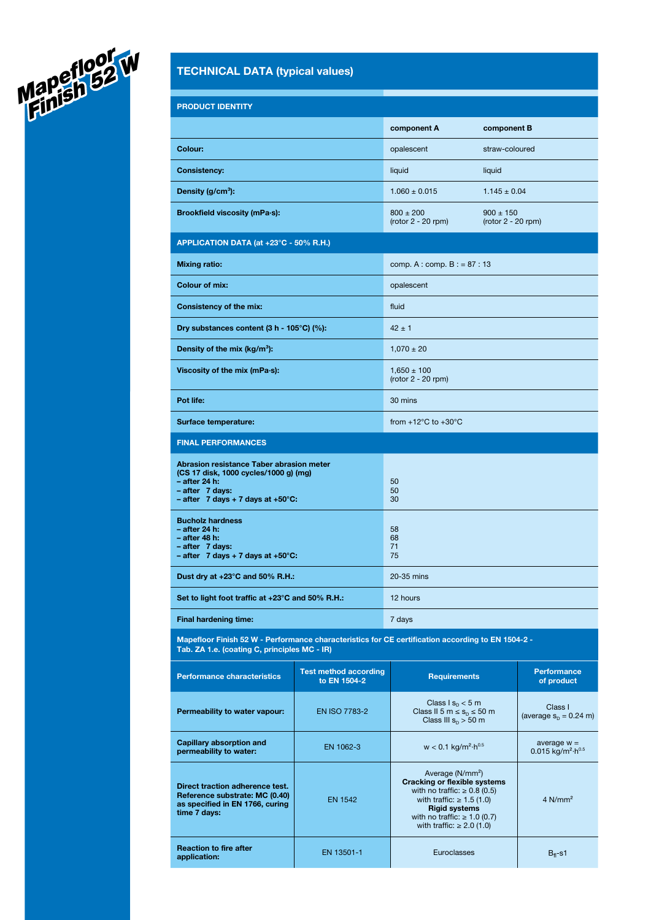Mapefloor Finish 52 W

## TECHNICAL DATA (typical values)

| PRODUCT IDENTITY | | |
|---|---|---|
| | **component A** | **component B** |
| **Colour:** | opalescent | straw-coloured |
| **Consistency:** | liquid | liquid |
| **Density (g/cm³):** | 1.060 ± 0.015 | 1.145 ± 0.04 |
| **Brookfield viscosity (mPa·s):** | 800 ± 200 (rotor 2 - 20 rpm) | 900 ± 150 (rotor 2 - 20 rpm) |

| APPLICATION DATA (at +23°C - 50% R.H.) | |
|---|---|
| **Mixing ratio:** | comp. A : comp. B : = 87 : 13 |
| **Colour of mix:** | opalescent |
| **Consistency of the mix:** | fluid |
| **Dry substances content (3 h - 105°C) (%):** | 42 ± 1 |
| **Density of the mix (kg/m³):** | 1,070 ± 20 |
| **Viscosity of the mix (mPa·s):** | 1,650 ± 100 (rotor 2 - 20 rpm) |
| **Pot life:** | 30 mins |
| **Surface temperature:** | from +12°C to +30°C |

| FINAL PERFORMANCES | |
|---|---|
| **Abrasion resistance Taber abrasion meter (CS 17 disk, 1000 cycles/1000 g) (mg)** | |
| **– after 24 h:** | 50 |
| **– after 7 days:** | 50 |
| **– after 7 days + 7 days at +50°C:** | 30 |
| **Bucholz hardness** | |
| **– after 24 h:** | 58 |
| **– after 48 h:** | 68 |
| **– after 7 days:** | 71 |
| **– after 7 days + 7 days at +50°C:** | 75 |
| **Dust dry at +23°C and 50% R.H.:** | 20-35 mins |
| **Set to light foot traffic at +23°C and 50% R.H.:** | 12 hours |
| **Final hardening time:** | 7 days |

**Mapefloor Finish 52 W - Performance characteristics for CE certification according to EN 1504-2 - Tab. ZA 1.e. (coating C, principles MC - IR)**

| Performance characteristics | Test method according to EN 1504-2 | Requirements | Performance of product |
|---|---|---|---|
| **Permeability to water vapour:** | EN ISO 7783-2 | Class I $s_D < 5$ m<br>Class II 5 m $\leq s_D \leq$ 50 m<br>Class III $s_D > 50$ m | Class I (average $s_D$ = 0.24 m) |
| **Capillary absorption and permeability to water:** | EN 1062-3 | w < 0.1 kg/m²·h$^{0.5}$ | average w = 0.015 kg/m²·h$^{0.5}$ |
| **Direct traction adherence test. Reference substrate: MC (0.40) as specified in EN 1766, curing time 7 days:** | EN 1542 | Average (N/mm²)<br>**Cracking or flexible systems**<br>with no traffic: ≥ 0.8 (0.5)<br>with traffic: ≥ 1.5 (1.0)<br>**Rigid systems**<br>with no traffic: ≥ 1.0 (0.7)<br>with traffic: ≥ 2.0 (1.0) | 4 N/mm² |
| **Reaction to fire after application:** | EN 13501-1 | Euroclasses | $B_{fl}$-s1 |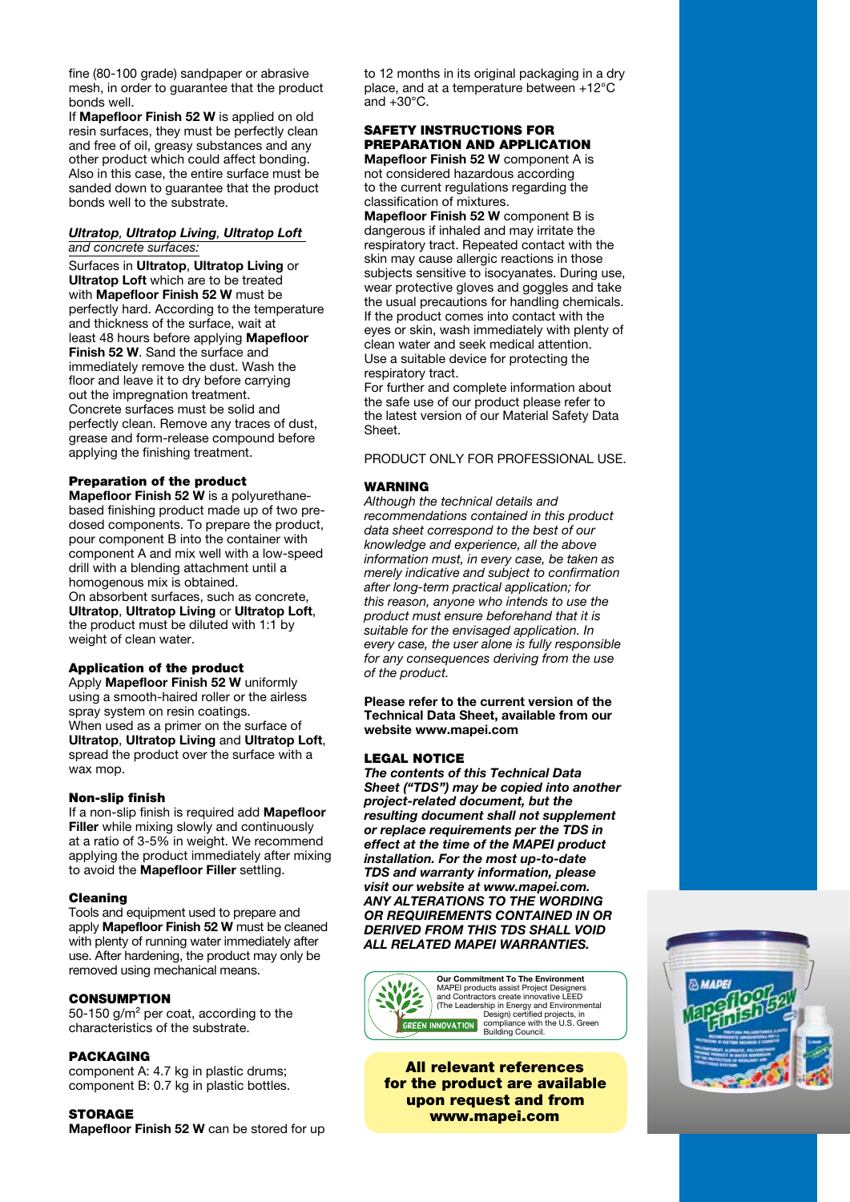fine (80-100 grade) sandpaper or abrasive mesh, in order to guarantee that the product bonds well.

If **Mapefloor Finish 52 W** is applied on old resin surfaces, they must be perfectly clean and free of oil, greasy substances and any other product which could affect bonding. Also in this case, the entire surface must be sanded down to guarantee that the product bonds well to the substrate.

*Ultratop, Ultratop Living, Ultratop Loft and concrete surfaces:*

Surfaces in **Ultratop**, **Ultratop Living** or **Ultratop Loft** which are to be treated with **Mapefloor Finish 52 W** must be perfectly hard. According to the temperature and thickness of the surface, wait at least 48 hours before applying **Mapefloor Finish 52 W**. Sand the surface and immediately remove the dust. Wash the floor and leave it to dry before carrying out the impregnation treatment.

Concrete surfaces must be solid and perfectly clean. Remove any traces of dust, grease and form-release compound before applying the finishing treatment.

**Preparation of the product**

**Mapefloor Finish 52 W** is a polyurethane-based finishing product made up of two pre-dosed components. To prepare the product, pour component B into the container with component A and mix well with a low-speed drill with a blending attachment until a homogenous mix is obtained.

On absorbent surfaces, such as concrete, **Ultratop**, **Ultratop Living** or **Ultratop Loft**, the product must be diluted with 1:1 by weight of clean water.

**Application of the product**

Apply **Mapefloor Finish 52 W** uniformly using a smooth-haired roller or the airless spray system on resin coatings.

When used as a primer on the surface of **Ultratop**, **Ultratop Living** and **Ultratop Loft**, spread the product over the surface with a wax mop.

**Non-slip finish**

If a non-slip finish is required add **Mapefloor Filler** while mixing slowly and continuously at a ratio of 3-5% in weight. We recommend applying the product immediately after mixing to avoid the **Mapefloor Filler** settling.

**Cleaning**

Tools and equipment used to prepare and apply **Mapefloor Finish 52 W** must be cleaned with plenty of running water immediately after use. After hardening, the product may only be removed using mechanical means.

## CONSUMPTION

50-150 g/m$^2$ per coat, according to the characteristics of the substrate.

## PACKAGING

component A: 4.7 kg in plastic drums;
component B: 0.7 kg in plastic bottles.

## STORAGE

**Mapefloor Finish 52 W** can be stored for up to 12 months in its original packaging in a dry place, and at a temperature between +12°C and +30°C.

## SAFETY INSTRUCTIONS FOR PREPARATION AND APPLICATION

**Mapefloor Finish 52 W** component A is not considered hazardous according to the current regulations regarding the classification of mixtures.

**Mapefloor Finish 52 W** component B is dangerous if inhaled and may irritate the respiratory tract. Repeated contact with the skin may cause allergic reactions in those subjects sensitive to isocyanates. During use, wear protective gloves and goggles and take the usual precautions for handling chemicals. If the product comes into contact with the eyes or skin, wash immediately with plenty of clean water and seek medical attention. Use a suitable device for protecting the respiratory tract.

For further and complete information about the safe use of our product please refer to the latest version of our Material Safety Data Sheet.

PRODUCT ONLY FOR PROFESSIONAL USE.

## WARNING

*Although the technical details and recommendations contained in this product data sheet correspond to the best of our knowledge and experience, all the above information must, in every case, be taken as merely indicative and subject to confirmation after long-term practical application; for this reason, anyone who intends to use the product must ensure beforehand that it is suitable for the envisaged application. In every case, the user alone is fully responsible for any consequences deriving from the use of the product.*

**Please refer to the current version of the Technical Data Sheet, available from our website www.mapei.com**

## LEGAL NOTICE

***The contents of this Technical Data Sheet ("TDS") may be copied into another project-related document, but the resulting document shall not supplement or replace requirements per the TDS in effect at the time of the MAPEI product installation. For the most up-to-date TDS and warranty information, please visit our website at www.mapei.com. ANY ALTERATIONS TO THE WORDING OR REQUIREMENTS CONTAINED IN OR DERIVED FROM THIS TDS SHALL VOID ALL RELATED MAPEI WARRANTIES.***

**Our Commitment To The Environment**
MAPEI products assist Project Designers and Contractors create innovative LEED (The Leadership in Energy and Environmental Design) certified projects, in compliance with the U.S. Green Building Council.

GREEN INNOVATION

**All relevant references for the product are available upon request and from www.mapei.com**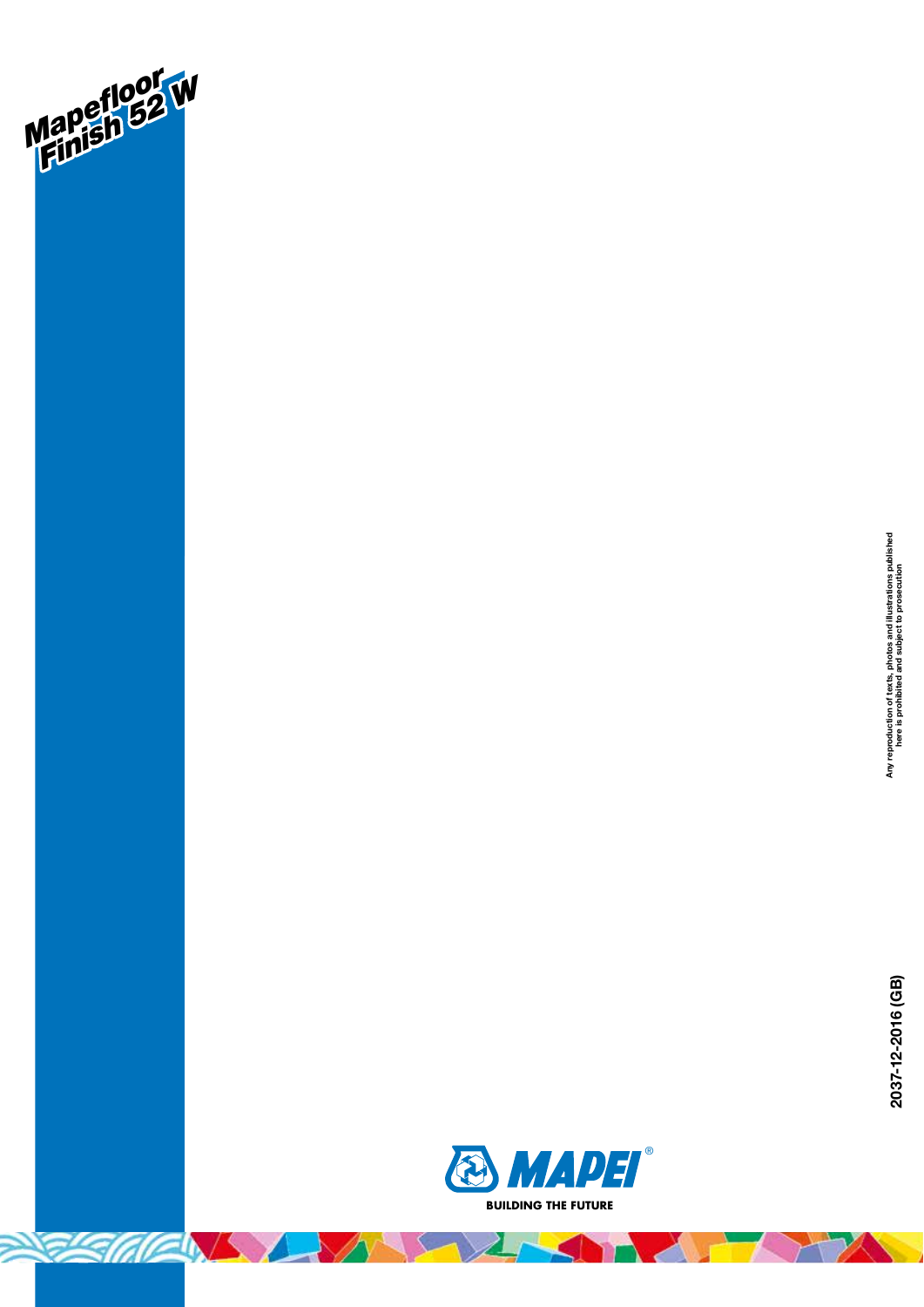# Mapefloor Finish 52 W

Any reproduction of texts, photos and illustrations published here is prohibited and subject to prosecution

2037-12-2016 (GB)

MAPEI®

BUILDING THE FUTURE